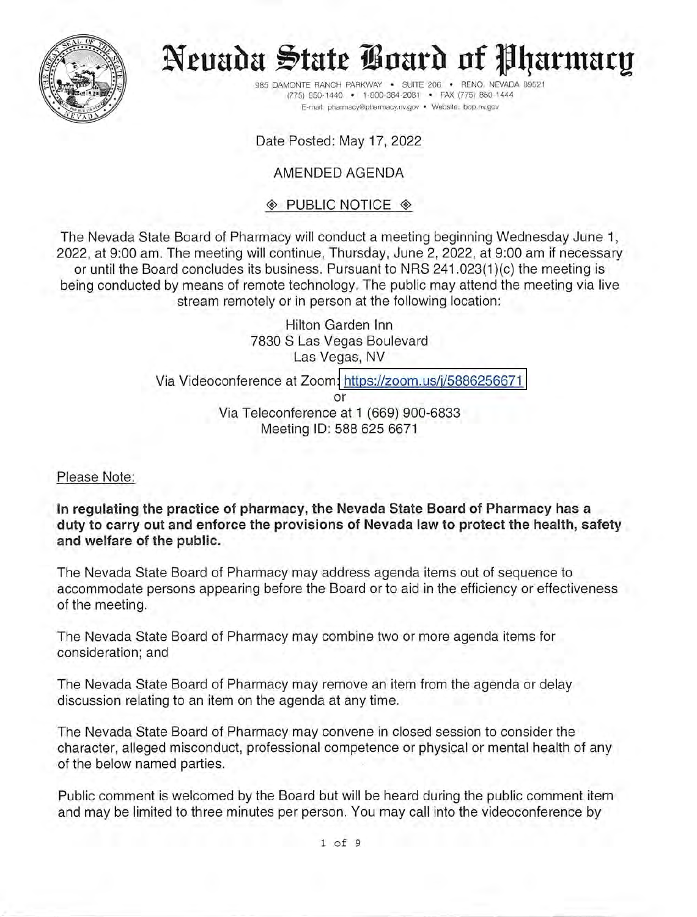# Nevada State Board of Pharmacy

985 DAMONTE RANCH PARKWAY • SUITE 206 • RENO, NEVADA 89521
(775) 850-1440 • 1-800-364-2081 • FAX (775) 850-1444
E-mail: pharmacy@pharmacy.nv.gov • Website: bop.nv.gov

Date Posted: May 17, 2022

AMENDED AGENDA

◈ PUBLIC NOTICE ◈

The Nevada State Board of Pharmacy will conduct a meeting beginning Wednesday June 1, 2022, at 9:00 am. The meeting will continue, Thursday, June 2, 2022, at 9:00 am if necessary or until the Board concludes its business. Pursuant to NRS 241.023(1)(c) the meeting is being conducted by means of remote technology. The public may attend the meeting via live stream remotely or in person at the following location:

Hilton Garden Inn
7830 S Las Vegas Boulevard
Las Vegas, NV

Via Videoconference at Zoom: https://zoom.us/j/5886256671
or
Via Teleconference at 1 (669) 900-6833
Meeting ID: 588 625 6671

Please Note:

**In regulating the practice of pharmacy, the Nevada State Board of Pharmacy has a duty to carry out and enforce the provisions of Nevada law to protect the health, safety and welfare of the public.**

The Nevada State Board of Pharmacy may address agenda items out of sequence to accommodate persons appearing before the Board or to aid in the efficiency or effectiveness of the meeting.

The Nevada State Board of Pharmacy may combine two or more agenda items for consideration; and

The Nevada State Board of Pharmacy may remove an item from the agenda or delay discussion relating to an item on the agenda at any time.

The Nevada State Board of Pharmacy may convene in closed session to consider the character, alleged misconduct, professional competence or physical or mental health of any of the below named parties.

Public comment is welcomed by the Board but will be heard during the public comment item and may be limited to three minutes per person. You may call into the videoconference by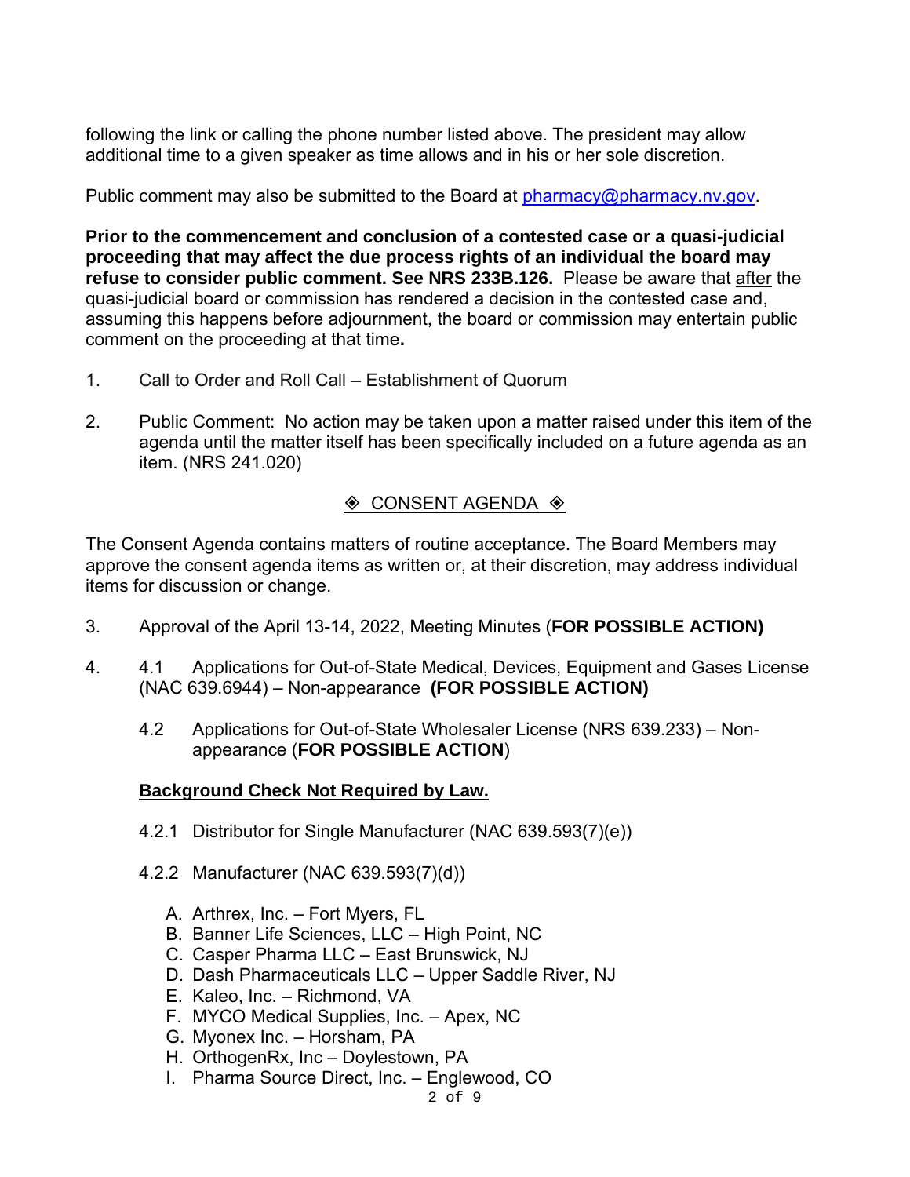following the link or calling the phone number listed above. The president may allow additional time to a given speaker as time allows and in his or her sole discretion.

Public comment may also be submitted to the Board at pharmacy@pharmacy.nv.gov.

**Prior to the commencement and conclusion of a contested case or a quasi-judicial proceeding that may affect the due process rights of an individual the board may refuse to consider public comment. See NRS 233B.126.** Please be aware that after the quasi-judicial board or commission has rendered a decision in the contested case and, assuming this happens before adjournment, the board or commission may entertain public comment on the proceeding at that time**.**

1. Call to Order and Roll Call – Establishment of Quorum

2. Public Comment: No action may be taken upon a matter raised under this item of the agenda until the matter itself has been specifically included on a future agenda as an item. (NRS 241.020)

## ◈ CONSENT AGENDA ◈

The Consent Agenda contains matters of routine acceptance. The Board Members may approve the consent agenda items as written or, at their discretion, may address individual items for discussion or change.

3. Approval of the April 13-14, 2022, Meeting Minutes (**FOR POSSIBLE ACTION)**

4. 4.1 Applications for Out-of-State Medical, Devices, Equipment and Gases License (NAC 639.6944) – Non-appearance **(FOR POSSIBLE ACTION)**

   4.2 Applications for Out-of-State Wholesaler License (NRS 639.233) – Non-appearance (**FOR POSSIBLE ACTION**)

   **Background Check Not Required by Law.**

   4.2.1 Distributor for Single Manufacturer (NAC 639.593(7)(e))

   4.2.2 Manufacturer (NAC 639.593(7)(d))

   A. Arthrex, Inc. – Fort Myers, FL
   B. Banner Life Sciences, LLC – High Point, NC
   C. Casper Pharma LLC – East Brunswick, NJ
   D. Dash Pharmaceuticals LLC – Upper Saddle River, NJ
   E. Kaleo, Inc. – Richmond, VA
   F. MYCO Medical Supplies, Inc. – Apex, NC
   G. Myonex Inc. – Horsham, PA
   H. OrthogenRx, Inc – Doylestown, PA
   I. Pharma Source Direct, Inc. – Englewood, CO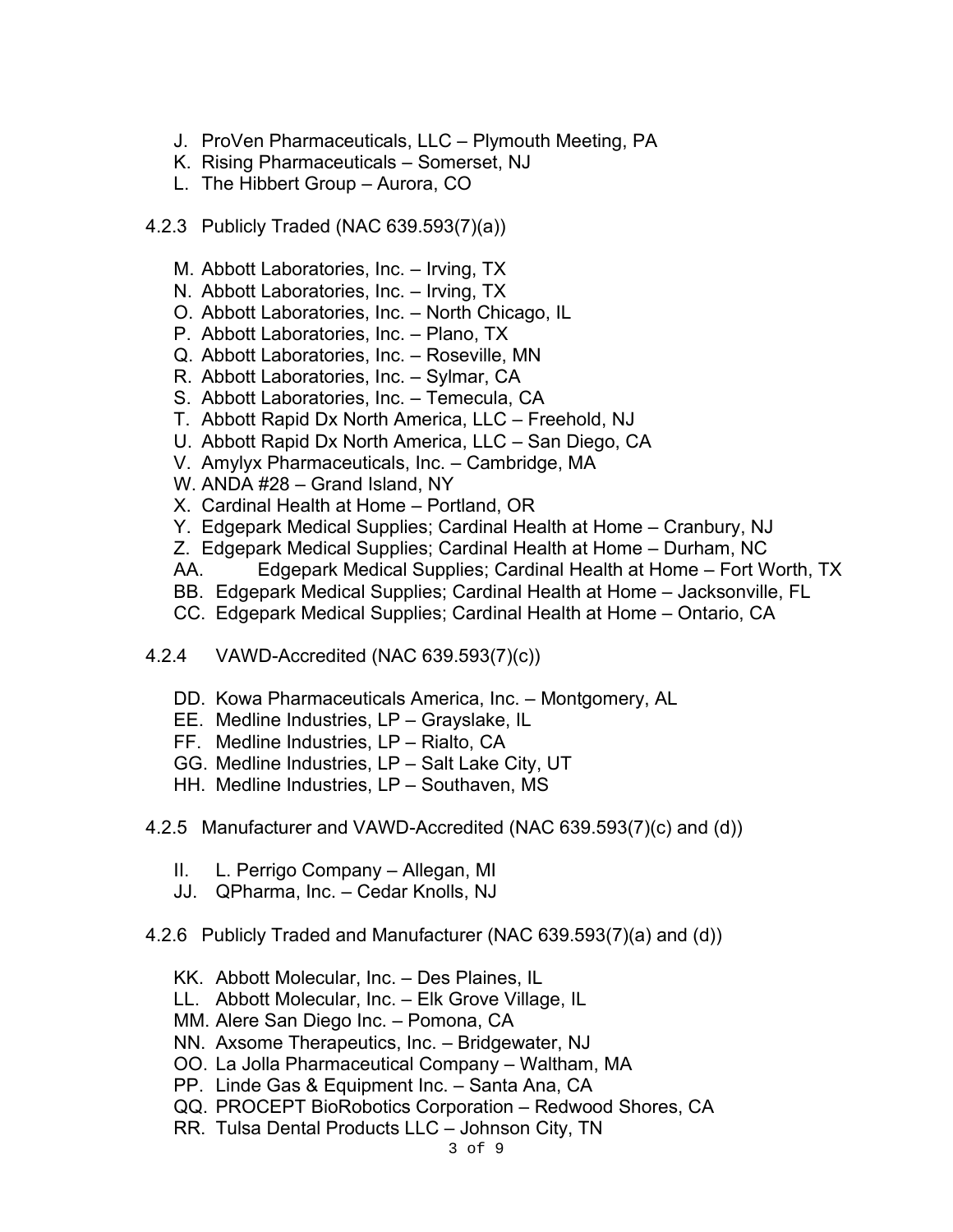J. ProVen Pharmaceuticals, LLC – Plymouth Meeting, PA
K. Rising Pharmaceuticals – Somerset, NJ
L. The Hibbert Group – Aurora, CO

4.2.3 Publicly Traded (NAC 639.593(7)(a))

M. Abbott Laboratories, Inc. – Irving, TX
N. Abbott Laboratories, Inc. – Irving, TX
O. Abbott Laboratories, Inc. – North Chicago, IL
P. Abbott Laboratories, Inc. – Plano, TX
Q. Abbott Laboratories, Inc. – Roseville, MN
R. Abbott Laboratories, Inc. – Sylmar, CA
S. Abbott Laboratories, Inc. – Temecula, CA
T. Abbott Rapid Dx North America, LLC – Freehold, NJ
U. Abbott Rapid Dx North America, LLC – San Diego, CA
V. Amylyx Pharmaceuticals, Inc. – Cambridge, MA
W. ANDA #28 – Grand Island, NY
X. Cardinal Health at Home – Portland, OR
Y. Edgepark Medical Supplies; Cardinal Health at Home – Cranbury, NJ
Z. Edgepark Medical Supplies; Cardinal Health at Home – Durham, NC
AA. Edgepark Medical Supplies; Cardinal Health at Home – Fort Worth, TX
BB. Edgepark Medical Supplies; Cardinal Health at Home – Jacksonville, FL
CC. Edgepark Medical Supplies; Cardinal Health at Home – Ontario, CA

4.2.4 VAWD-Accredited (NAC 639.593(7)(c))

DD. Kowa Pharmaceuticals America, Inc. – Montgomery, AL
EE. Medline Industries, LP – Grayslake, IL
FF. Medline Industries, LP – Rialto, CA
GG. Medline Industries, LP – Salt Lake City, UT
HH. Medline Industries, LP – Southaven, MS

4.2.5 Manufacturer and VAWD-Accredited (NAC 639.593(7)(c) and (d))

II. L. Perrigo Company – Allegan, MI
JJ. QPharma, Inc. – Cedar Knolls, NJ

4.2.6 Publicly Traded and Manufacturer (NAC 639.593(7)(a) and (d))

KK. Abbott Molecular, Inc. – Des Plaines, IL
LL. Abbott Molecular, Inc. – Elk Grove Village, IL
MM. Alere San Diego Inc. – Pomona, CA
NN. Axsome Therapeutics, Inc. – Bridgewater, NJ
OO. La Jolla Pharmaceutical Company – Waltham, MA
PP. Linde Gas & Equipment Inc. – Santa Ana, CA
QQ. PROCEPT BioRobotics Corporation – Redwood Shores, CA
RR. Tulsa Dental Products LLC – Johnson City, TN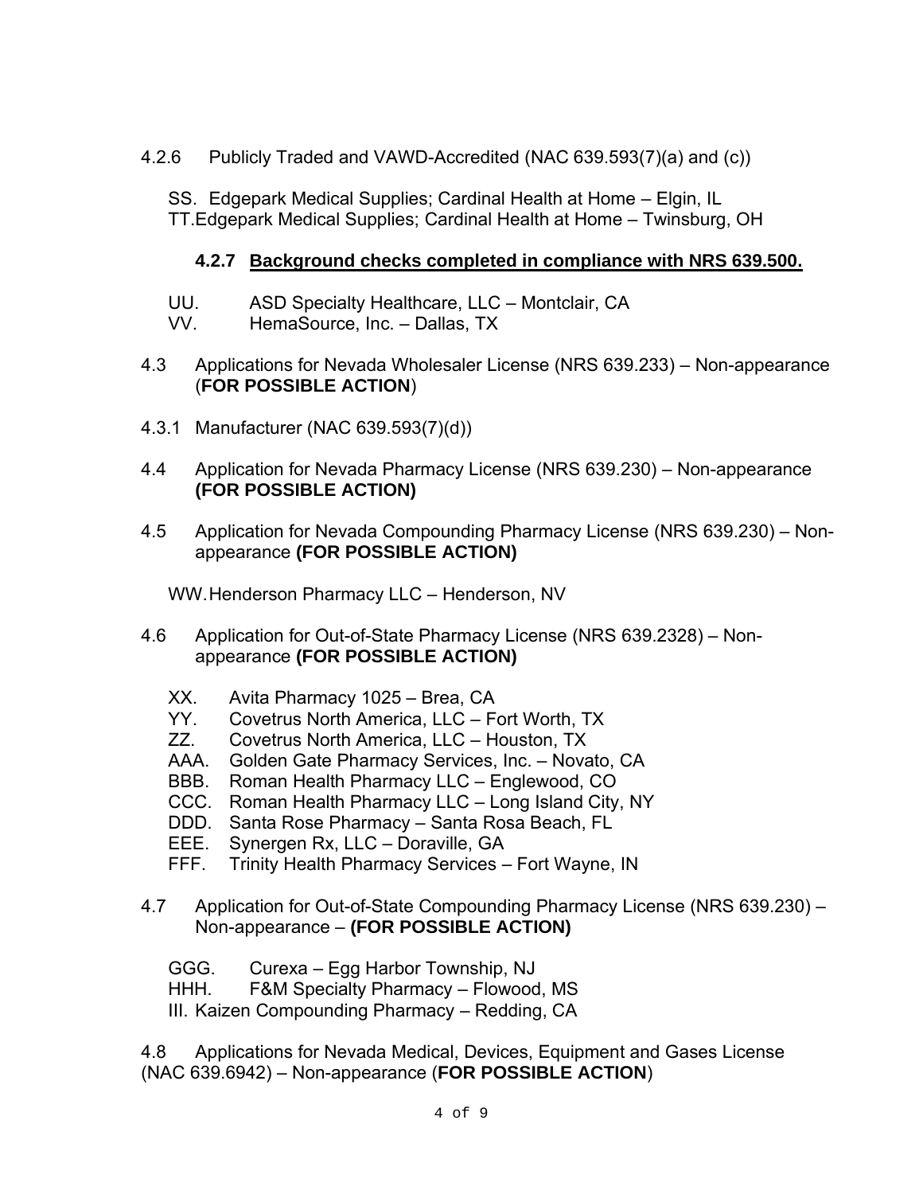4.2.6 Publicly Traded and VAWD-Accredited (NAC 639.593(7)(a) and (c))

SS. Edgepark Medical Supplies; Cardinal Health at Home – Elgin, IL
TT. Edgepark Medical Supplies; Cardinal Health at Home – Twinsburg, OH

**4.2.7 <u>Background checks completed in compliance with NRS 639.500.</u>**

UU. ASD Specialty Healthcare, LLC – Montclair, CA
VV. HemaSource, Inc. – Dallas, TX

4.3 Applications for Nevada Wholesaler License (NRS 639.233) – Non-appearance (**FOR POSSIBLE ACTION**)

4.3.1 Manufacturer (NAC 639.593(7)(d))

4.4 Application for Nevada Pharmacy License (NRS 639.230) – Non-appearance **(FOR POSSIBLE ACTION)**

4.5 Application for Nevada Compounding Pharmacy License (NRS 639.230) – Non-appearance **(FOR POSSIBLE ACTION)**

WW. Henderson Pharmacy LLC – Henderson, NV

4.6 Application for Out-of-State Pharmacy License (NRS 639.2328) – Non-appearance **(FOR POSSIBLE ACTION)**

XX. Avita Pharmacy 1025 – Brea, CA
YY. Covetrus North America, LLC – Fort Worth, TX
ZZ. Covetrus North America, LLC – Houston, TX
AAA. Golden Gate Pharmacy Services, Inc. – Novato, CA
BBB. Roman Health Pharmacy LLC – Englewood, CO
CCC. Roman Health Pharmacy LLC – Long Island City, NY
DDD. Santa Rose Pharmacy – Santa Rosa Beach, FL
EEE. Synergen Rx, LLC – Doraville, GA
FFF. Trinity Health Pharmacy Services – Fort Wayne, IN

4.7 Application for Out-of-State Compounding Pharmacy License (NRS 639.230) – Non-appearance – **(FOR POSSIBLE ACTION)**

GGG. Curexa – Egg Harbor Township, NJ
HHH. F&M Specialty Pharmacy – Flowood, MS
III. Kaizen Compounding Pharmacy – Redding, CA

4.8 Applications for Nevada Medical, Devices, Equipment and Gases License (NAC 639.6942) – Non-appearance (**FOR POSSIBLE ACTION**)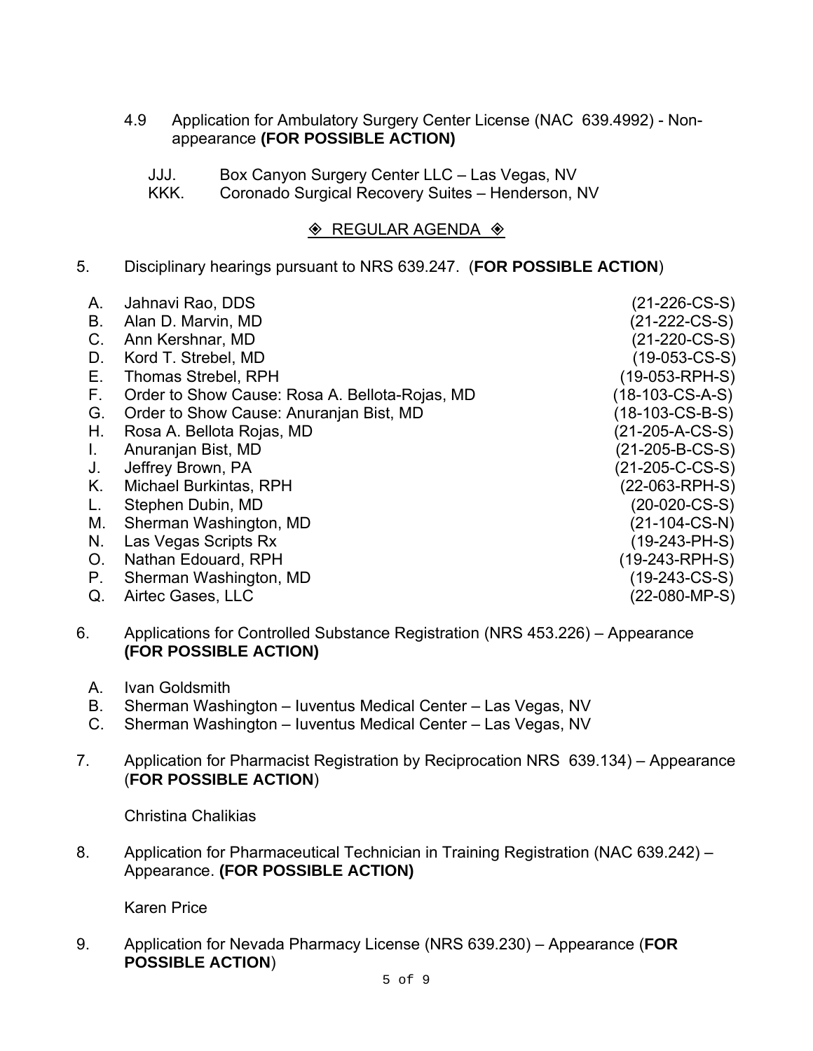4.9 Application for Ambulatory Surgery Center License (NAC 639.4992) - Non-appearance **(FOR POSSIBLE ACTION)**

JJJ. Box Canyon Surgery Center LLC – Las Vegas, NV
KKK. Coronado Surgical Recovery Suites – Henderson, NV

◈ REGULAR AGENDA ◈

5. Disciplinary hearings pursuant to NRS 639.247. (**FOR POSSIBLE ACTION**)

| | | |
|---|---|---|
| A. | Jahnavi Rao, DDS | (21-226-CS-S) |
| B. | Alan D. Marvin, MD | (21-222-CS-S) |
| C. | Ann Kershnar, MD | (21-220-CS-S) |
| D. | Kord T. Strebel, MD | (19-053-CS-S) |
| E. | Thomas Strebel, RPH | (19-053-RPH-S) |
| F. | Order to Show Cause: Rosa A. Bellota-Rojas, MD | (18-103-CS-A-S) |
| G. | Order to Show Cause: Anuranjan Bist, MD | (18-103-CS-B-S) |
| H. | Rosa A. Bellota Rojas, MD | (21-205-A-CS-S) |
| I. | Anuranjan Bist, MD | (21-205-B-CS-S) |
| J. | Jeffrey Brown, PA | (21-205-C-CS-S) |
| K. | Michael Burkintas, RPH | (22-063-RPH-S) |
| L. | Stephen Dubin, MD | (20-020-CS-S) |
| M. | Sherman Washington, MD | (21-104-CS-N) |
| N. | Las Vegas Scripts Rx | (19-243-PH-S) |
| O. | Nathan Edouard, RPH | (19-243-RPH-S) |
| P. | Sherman Washington, MD | (19-243-CS-S) |
| Q. | Airtec Gases, LLC | (22-080-MP-S) |

6. Applications for Controlled Substance Registration (NRS 453.226) – Appearance **(FOR POSSIBLE ACTION)**

A. Ivan Goldsmith
B. Sherman Washington – Iuventus Medical Center – Las Vegas, NV
C. Sherman Washington – Iuventus Medical Center – Las Vegas, NV

7. Application for Pharmacist Registration by Reciprocation NRS 639.134) – Appearance (**FOR POSSIBLE ACTION**)

Christina Chalikias

8. Application for Pharmaceutical Technician in Training Registration (NAC 639.242) – Appearance. **(FOR POSSIBLE ACTION)**

Karen Price

9. Application for Nevada Pharmacy License (NRS 639.230) – Appearance (**FOR POSSIBLE ACTION**)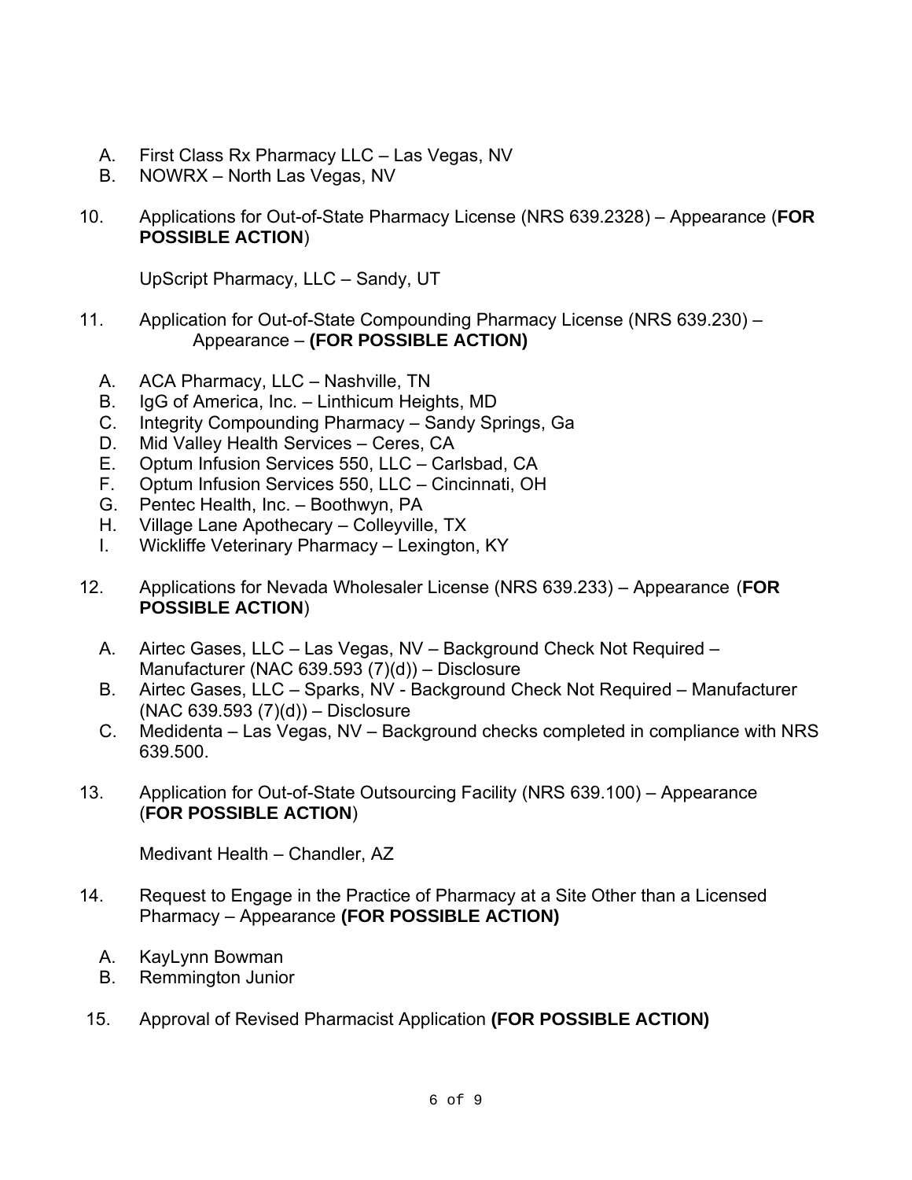A. First Class Rx Pharmacy LLC – Las Vegas, NV
B. NOWRX – North Las Vegas, NV

10. Applications for Out-of-State Pharmacy License (NRS 639.2328) – Appearance (**FOR POSSIBLE ACTION**)

    UpScript Pharmacy, LLC – Sandy, UT

11. Application for Out-of-State Compounding Pharmacy License (NRS 639.230) – Appearance – **(FOR POSSIBLE ACTION)**

    A. ACA Pharmacy, LLC – Nashville, TN
    B. IgG of America, Inc. – Linthicum Heights, MD
    C. Integrity Compounding Pharmacy – Sandy Springs, Ga
    D. Mid Valley Health Services – Ceres, CA
    E. Optum Infusion Services 550, LLC – Carlsbad, CA
    F. Optum Infusion Services 550, LLC – Cincinnati, OH
    G. Pentec Health, Inc. – Boothwyn, PA
    H. Village Lane Apothecary – Colleyville, TX
    I. Wickliffe Veterinary Pharmacy – Lexington, KY

12. Applications for Nevada Wholesaler License (NRS 639.233) – Appearance (**FOR POSSIBLE ACTION**)

    A. Airtec Gases, LLC – Las Vegas, NV – Background Check Not Required – Manufacturer (NAC 639.593 (7)(d)) – Disclosure
    B. Airtec Gases, LLC – Sparks, NV - Background Check Not Required – Manufacturer (NAC 639.593 (7)(d)) – Disclosure
    C. Medidenta – Las Vegas, NV – Background checks completed in compliance with NRS 639.500.

13. Application for Out-of-State Outsourcing Facility (NRS 639.100) – Appearance (**FOR POSSIBLE ACTION**)

    Medivant Health – Chandler, AZ

14. Request to Engage in the Practice of Pharmacy at a Site Other than a Licensed Pharmacy – Appearance **(FOR POSSIBLE ACTION)**

    A. KayLynn Bowman
    B. Remmington Junior

15. Approval of Revised Pharmacist Application **(FOR POSSIBLE ACTION)**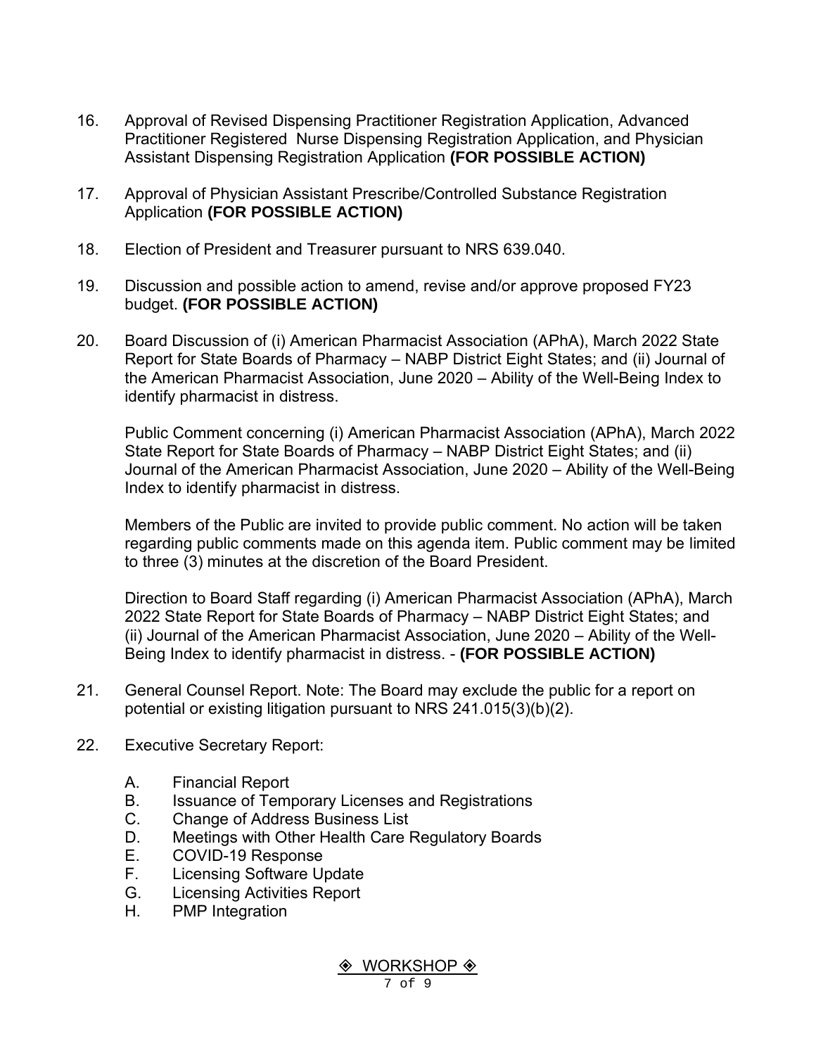16. Approval of Revised Dispensing Practitioner Registration Application, Advanced Practitioner Registered Nurse Dispensing Registration Application, and Physician Assistant Dispensing Registration Application **(FOR POSSIBLE ACTION)**

17. Approval of Physician Assistant Prescribe/Controlled Substance Registration Application **(FOR POSSIBLE ACTION)**

18. Election of President and Treasurer pursuant to NRS 639.040.

19. Discussion and possible action to amend, revise and/or approve proposed FY23 budget. **(FOR POSSIBLE ACTION)**

20. Board Discussion of (i) American Pharmacist Association (APhA), March 2022 State Report for State Boards of Pharmacy – NABP District Eight States; and (ii) Journal of the American Pharmacist Association, June 2020 – Ability of the Well-Being Index to identify pharmacist in distress.

    Public Comment concerning (i) American Pharmacist Association (APhA), March 2022 State Report for State Boards of Pharmacy – NABP District Eight States; and (ii) Journal of the American Pharmacist Association, June 2020 – Ability of the Well-Being Index to identify pharmacist in distress.

    Members of the Public are invited to provide public comment. No action will be taken regarding public comments made on this agenda item. Public comment may be limited to three (3) minutes at the discretion of the Board President.

    Direction to Board Staff regarding (i) American Pharmacist Association (APhA), March 2022 State Report for State Boards of Pharmacy – NABP District Eight States; and (ii) Journal of the American Pharmacist Association, June 2020 – Ability of the Well-Being Index to identify pharmacist in distress. - **(FOR POSSIBLE ACTION)**

21. General Counsel Report. Note: The Board may exclude the public for a report on potential or existing litigation pursuant to NRS 241.015(3)(b)(2).

22. Executive Secretary Report:

    A. Financial Report
    B. Issuance of Temporary Licenses and Registrations
    C. Change of Address Business List
    D. Meetings with Other Health Care Regulatory Boards
    E. COVID-19 Response
    F. Licensing Software Update
    G. Licensing Activities Report
    H. PMP Integration

◈ WORKSHOP ◈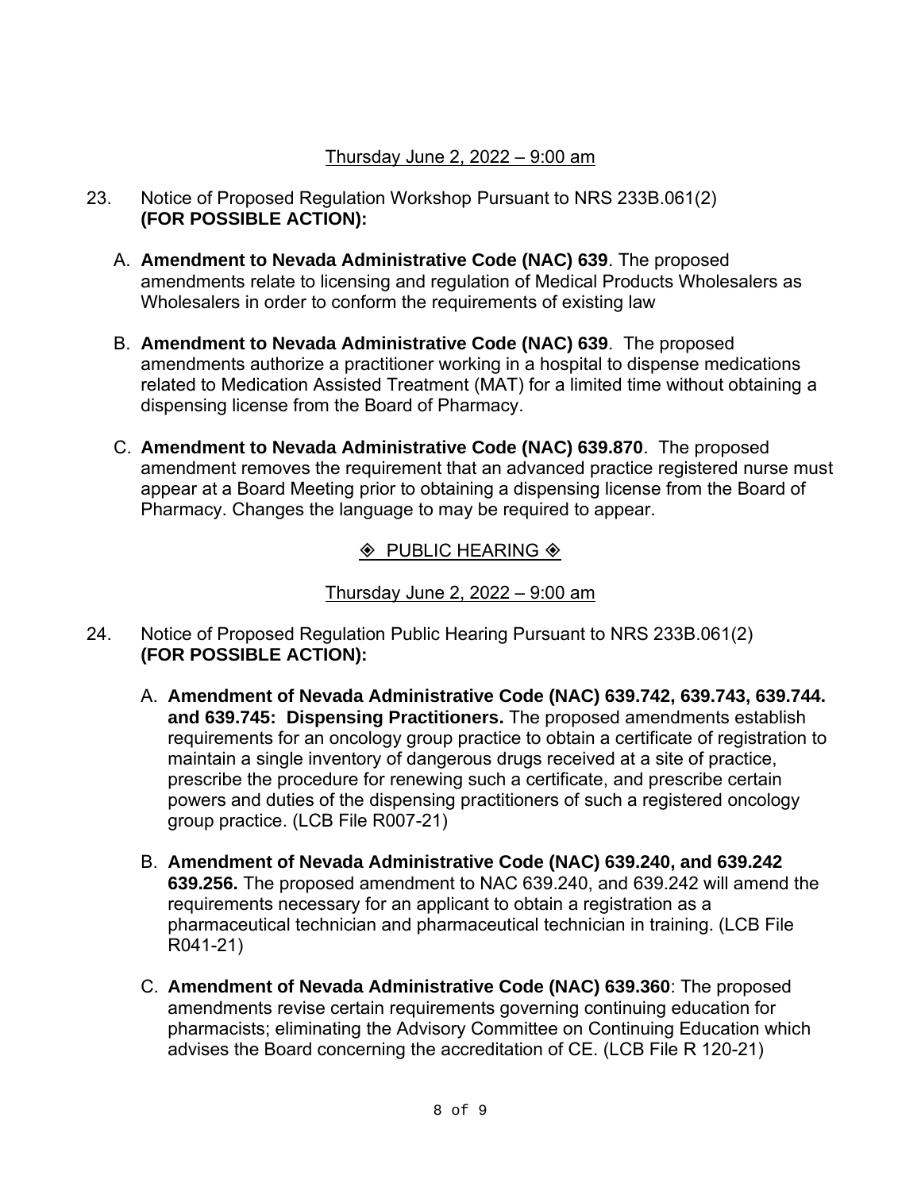Thursday June 2, 2022 – 9:00 am

23. Notice of Proposed Regulation Workshop Pursuant to NRS 233B.061(2) **(FOR POSSIBLE ACTION):**

   A. **Amendment to Nevada Administrative Code (NAC) 639**. The proposed amendments relate to licensing and regulation of Medical Products Wholesalers as Wholesalers in order to conform the requirements of existing law

   B. **Amendment to Nevada Administrative Code (NAC) 639**. The proposed amendments authorize a practitioner working in a hospital to dispense medications related to Medication Assisted Treatment (MAT) for a limited time without obtaining a dispensing license from the Board of Pharmacy.

   C. **Amendment to Nevada Administrative Code (NAC) 639.870**. The proposed amendment removes the requirement that an advanced practice registered nurse must appear at a Board Meeting prior to obtaining a dispensing license from the Board of Pharmacy. Changes the language to may be required to appear.

◈ PUBLIC HEARING ◈

Thursday June 2, 2022 – 9:00 am

24. Notice of Proposed Regulation Public Hearing Pursuant to NRS 233B.061(2) **(FOR POSSIBLE ACTION):**

   A. **Amendment of Nevada Administrative Code (NAC) 639.742, 639.743, 639.744. and 639.745: Dispensing Practitioners.** The proposed amendments establish requirements for an oncology group practice to obtain a certificate of registration to maintain a single inventory of dangerous drugs received at a site of practice, prescribe the procedure for renewing such a certificate, and prescribe certain powers and duties of the dispensing practitioners of such a registered oncology group practice. (LCB File R007-21)

   B. **Amendment of Nevada Administrative Code (NAC) 639.240, and 639.242 639.256.** The proposed amendment to NAC 639.240, and 639.242 will amend the requirements necessary for an applicant to obtain a registration as a pharmaceutical technician and pharmaceutical technician in training. (LCB File R041-21)

   C. **Amendment of Nevada Administrative Code (NAC) 639.360**: The proposed amendments revise certain requirements governing continuing education for pharmacists; eliminating the Advisory Committee on Continuing Education which advises the Board concerning the accreditation of CE. (LCB File R 120-21)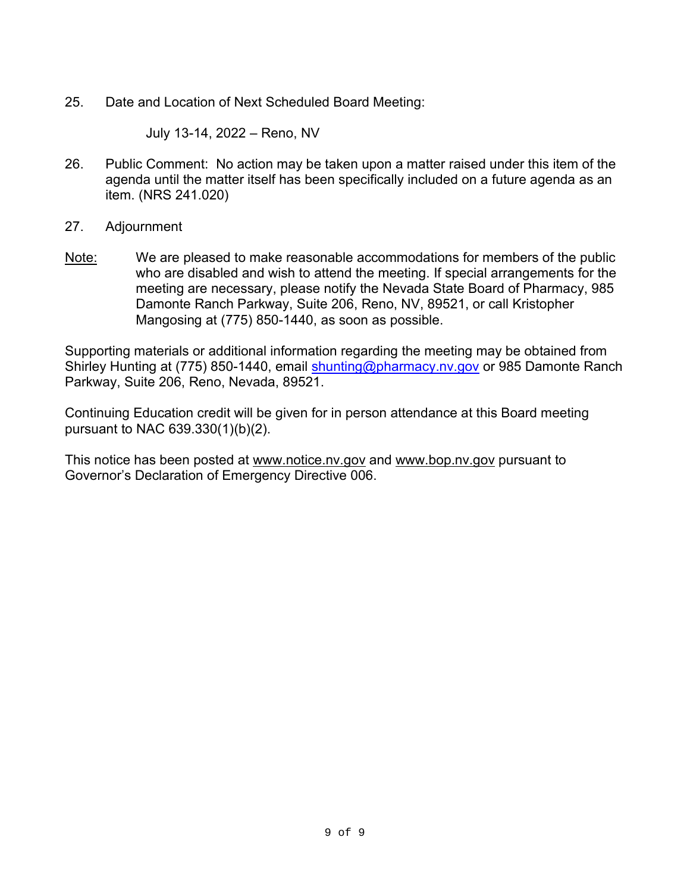25. Date and Location of Next Scheduled Board Meeting:

    July 13-14, 2022 – Reno, NV

26. Public Comment: No action may be taken upon a matter raised under this item of the agenda until the matter itself has been specifically included on a future agenda as an item. (NRS 241.020)

27. Adjournment

Note: We are pleased to make reasonable accommodations for members of the public who are disabled and wish to attend the meeting. If special arrangements for the meeting are necessary, please notify the Nevada State Board of Pharmacy, 985 Damonte Ranch Parkway, Suite 206, Reno, NV, 89521, or call Kristopher Mangosing at (775) 850-1440, as soon as possible.

Supporting materials or additional information regarding the meeting may be obtained from Shirley Hunting at (775) 850-1440, email shunting@pharmacy.nv.gov or 985 Damonte Ranch Parkway, Suite 206, Reno, Nevada, 89521.

Continuing Education credit will be given for in person attendance at this Board meeting pursuant to NAC 639.330(1)(b)(2).

This notice has been posted at www.notice.nv.gov and www.bop.nv.gov pursuant to Governor's Declaration of Emergency Directive 006.